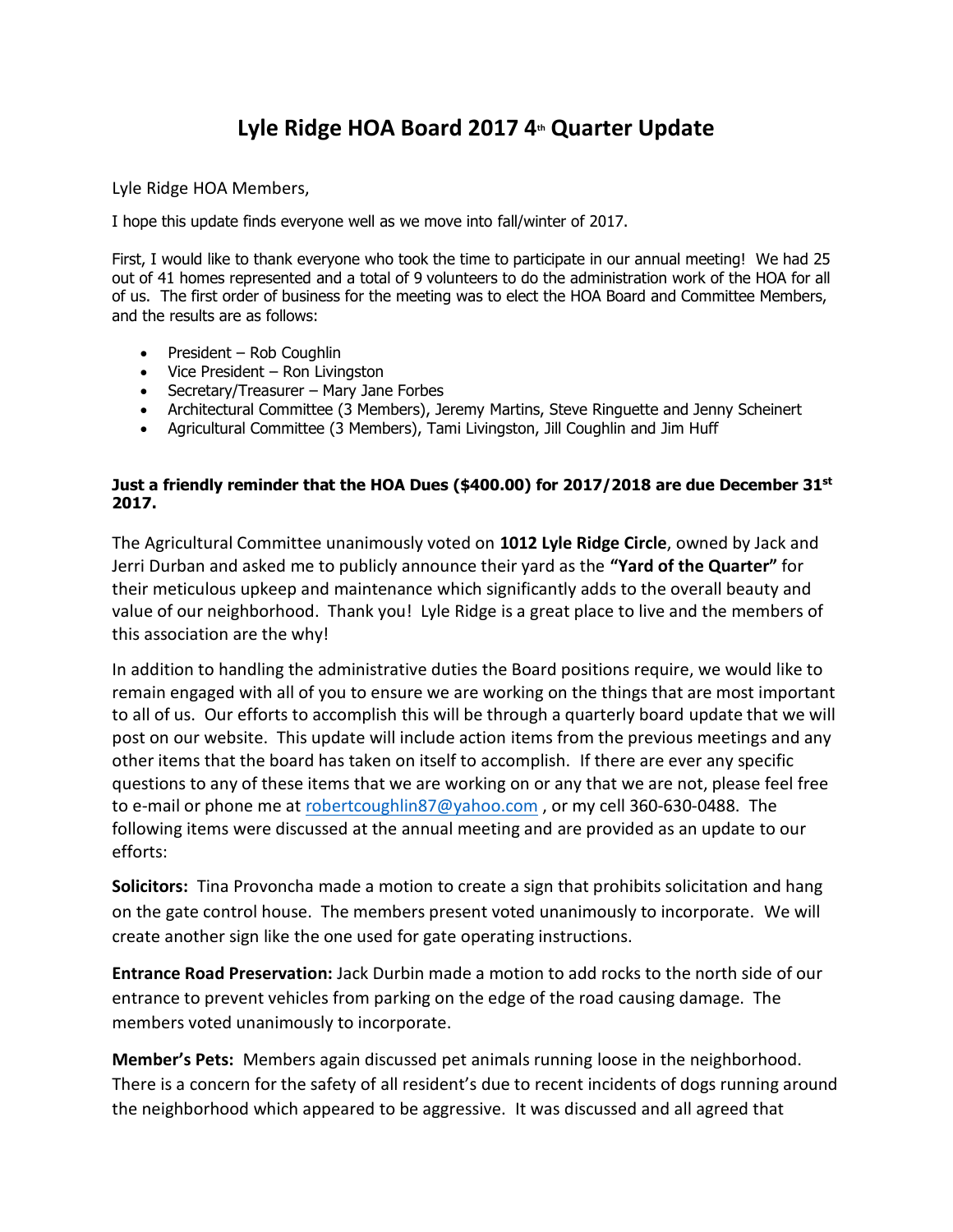# Lyle Ridge HOA Board 2017 4th Quarter Update

Lyle Ridge HOA Members,

I hope this update finds everyone well as we move into fall/winter of 2017.

First, I would like to thank everyone who took the time to participate in our annual meeting! We had 25 out of 41 homes represented and a total of 9 volunteers to do the administration work of the HOA for all of us. The first order of business for the meeting was to elect the HOA Board and Committee Members, and the results are as follows:

- President – Rob Coughlin
- Vice President – Ron Livingston
- Secretary/Treasurer – Mary Jane Forbes
- Architectural Committee (3 Members), Jeremy Martins, Steve Ringuette and Jenny Scheinert
- Agricultural Committee (3 Members), Tami Livingston, Jill Coughlin and Jim Huff

**Just a friendly reminder that the HOA Dues ($400.00) for 2017/2018 are due December 31st 2017.**

The Agricultural Committee unanimously voted on **1012 Lyle Ridge Circle**, owned by Jack and Jerri Durban and asked me to publicly announce their yard as the **"Yard of the Quarter"** for their meticulous upkeep and maintenance which significantly adds to the overall beauty and value of our neighborhood. Thank you! Lyle Ridge is a great place to live and the members of this association are the why!

In addition to handling the administrative duties the Board positions require, we would like to remain engaged with all of you to ensure we are working on the things that are most important to all of us. Our efforts to accomplish this will be through a quarterly board update that we will post on our website. This update will include action items from the previous meetings and any other items that the board has taken on itself to accomplish. If there are ever any specific questions to any of these items that we are working on or any that we are not, please feel free to e-mail or phone me at robertcoughlin87@yahoo.com , or my cell 360-630-0488. The following items were discussed at the annual meeting and are provided as an update to our efforts:

**Solicitors:** Tina Provoncha made a motion to create a sign that prohibits solicitation and hang on the gate control house. The members present voted unanimously to incorporate. We will create another sign like the one used for gate operating instructions.

**Entrance Road Preservation:** Jack Durbin made a motion to add rocks to the north side of our entrance to prevent vehicles from parking on the edge of the road causing damage. The members voted unanimously to incorporate.

**Member's Pets:** Members again discussed pet animals running loose in the neighborhood. There is a concern for the safety of all resident's due to recent incidents of dogs running around the neighborhood which appeared to be aggressive. It was discussed and all agreed that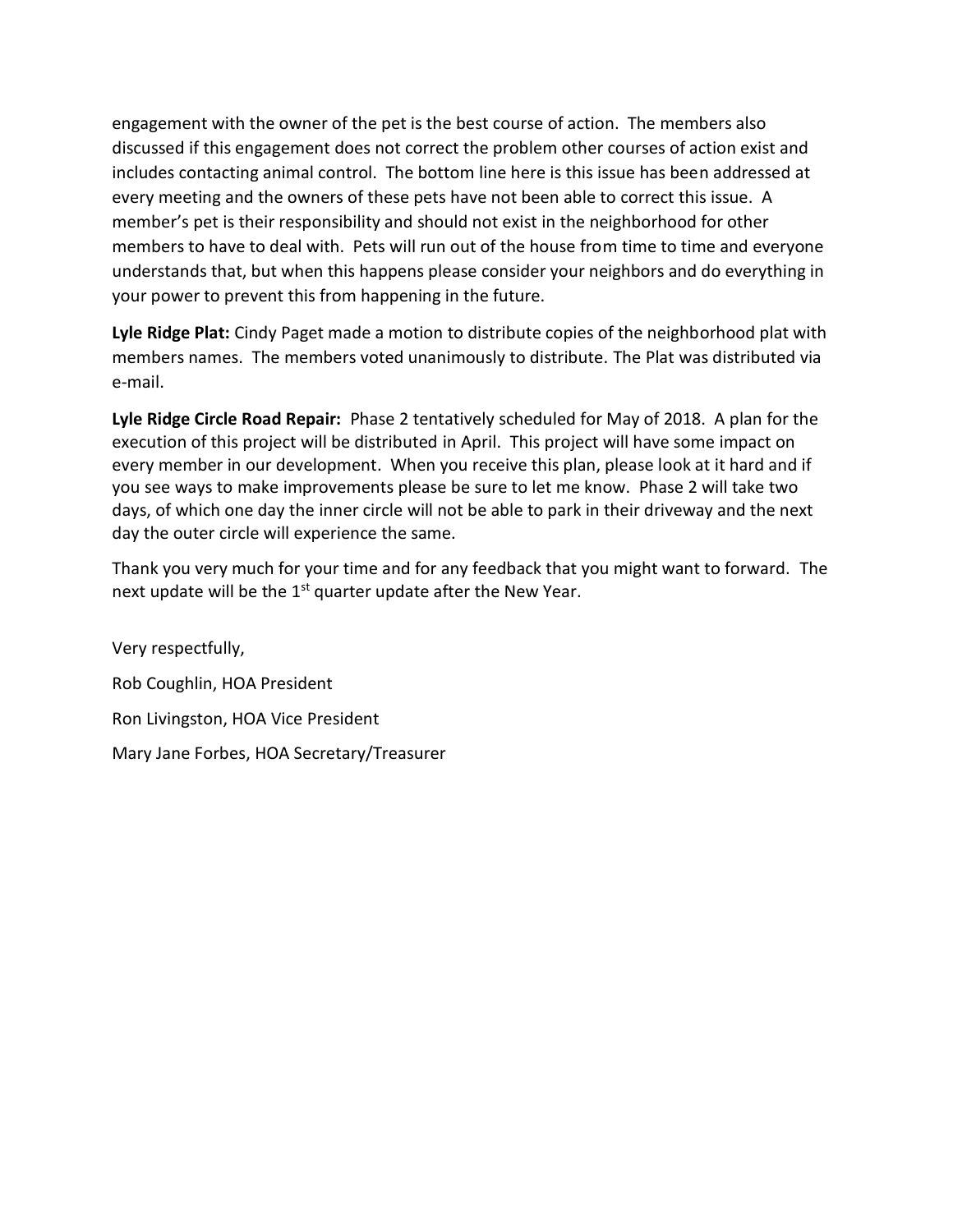engagement with the owner of the pet is the best course of action. The members also discussed if this engagement does not correct the problem other courses of action exist and includes contacting animal control. The bottom line here is this issue has been addressed at every meeting and the owners of these pets have not been able to correct this issue. A member's pet is their responsibility and should not exist in the neighborhood for other members to have to deal with. Pets will run out of the house from time to time and everyone understands that, but when this happens please consider your neighbors and do everything in your power to prevent this from happening in the future.

**Lyle Ridge Plat:** Cindy Paget made a motion to distribute copies of the neighborhood plat with members names. The members voted unanimously to distribute. The Plat was distributed via e-mail.

**Lyle Ridge Circle Road Repair:** Phase 2 tentatively scheduled for May of 2018. A plan for the execution of this project will be distributed in April. This project will have some impact on every member in our development. When you receive this plan, please look at it hard and if you see ways to make improvements please be sure to let me know. Phase 2 will take two days, of which one day the inner circle will not be able to park in their driveway and the next day the outer circle will experience the same.

Thank you very much for your time and for any feedback that you might want to forward. The next update will be the 1st quarter update after the New Year.

Very respectfully,

Rob Coughlin, HOA President

Ron Livingston, HOA Vice President

Mary Jane Forbes, HOA Secretary/Treasurer